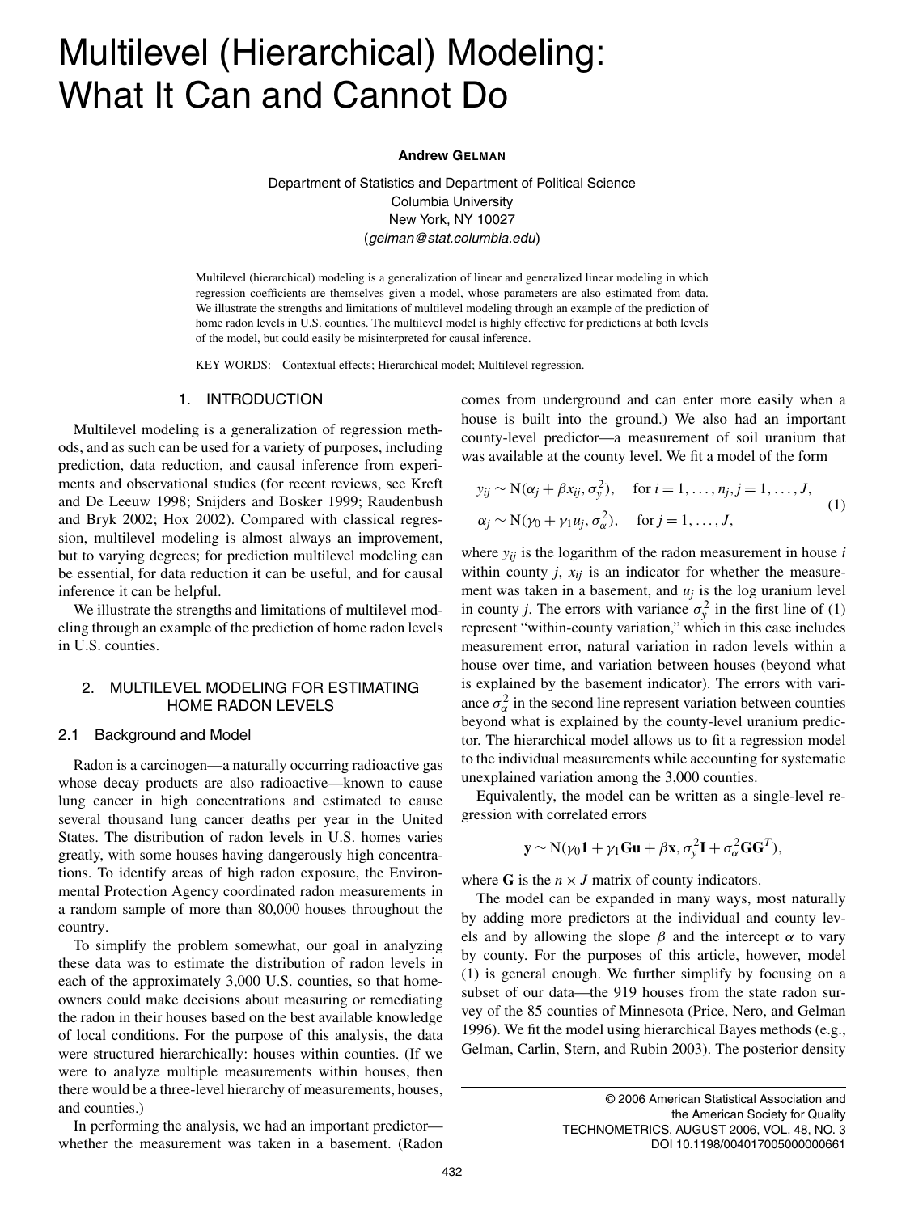# Multilevel (Hierarchical) Modeling: What It Can and Cannot Do

**Andrew GELMAN**

Department of Statistics and Department of Political Science
Columbia University
New York, NY 10027
(*gelman@stat.columbia.edu*)

Multilevel (hierarchical) modeling is a generalization of linear and generalized linear modeling in which regression coefficients are themselves given a model, whose parameters are also estimated from data. We illustrate the strengths and limitations of multilevel modeling through an example of the prediction of home radon levels in U.S. counties. The multilevel model is highly effective for predictions at both levels of the model, but could easily be misinterpreted for causal inference.

KEY WORDS: Contextual effects; Hierarchical model; Multilevel regression.

## 1. INTRODUCTION

Multilevel modeling is a generalization of regression methods, and as such can be used for a variety of purposes, including prediction, data reduction, and causal inference from experiments and observational studies (for recent reviews, see Kreft and De Leeuw 1998; Snijders and Bosker 1999; Raudenbush and Bryk 2002; Hox 2002). Compared with classical regression, multilevel modeling is almost always an improvement, but to varying degrees; for prediction multilevel modeling can be essential, for data reduction it can be useful, and for causal inference it can be helpful.

We illustrate the strengths and limitations of multilevel modeling through an example of the prediction of home radon levels in U.S. counties.

## 2. MULTILEVEL MODELING FOR ESTIMATING HOME RADON LEVELS

### 2.1 Background and Model

Radon is a carcinogen—a naturally occurring radioactive gas whose decay products are also radioactive—known to cause lung cancer in high concentrations and estimated to cause several thousand lung cancer deaths per year in the United States. The distribution of radon levels in U.S. homes varies greatly, with some houses having dangerously high concentrations. To identify areas of high radon exposure, the Environmental Protection Agency coordinated radon measurements in a random sample of more than 80,000 houses throughout the country.

To simplify the problem somewhat, our goal in analyzing these data was to estimate the distribution of radon levels in each of the approximately 3,000 U.S. counties, so that homeowners could make decisions about measuring or remediating the radon in their houses based on the best available knowledge of local conditions. For the purpose of this analysis, the data were structured hierarchically: houses within counties. (If we were to analyze multiple measurements within houses, then there would be a three-level hierarchy of measurements, houses, and counties.)

In performing the analysis, we had an important predictor—whether the measurement was taken in a basement. (Radon comes from underground and can enter more easily when a house is built into the ground.) We also had an important county-level predictor—a measurement of soil uranium that was available at the county level. We fit a model of the form

$$
\begin{aligned}
y_{ij} &\sim \mathrm{N}(\alpha_j + \beta x_{ij}, \sigma_y^2), \quad \text{for } i = 1, \ldots, n_j, j = 1, \ldots, J, \\
\alpha_j &\sim \mathrm{N}(\gamma_0 + \gamma_1 u_j, \sigma_\alpha^2), \quad \text{for } j = 1, \ldots, J,
\end{aligned}
\tag{1}
$$

where $y_{ij}$ is the logarithm of the radon measurement in house $i$ within county $j$, $x_{ij}$ is an indicator for whether the measurement was taken in a basement, and $u_j$ is the log uranium level in county $j$. The errors with variance $\sigma_y^2$ in the first line of (1) represent "within-county variation," which in this case includes measurement error, natural variation in radon levels within a house over time, and variation between houses (beyond what is explained by the basement indicator). The errors with variance $\sigma_\alpha^2$ in the second line represent variation between counties beyond what is explained by the county-level uranium predictor. The hierarchical model allows us to fit a regression model to the individual measurements while accounting for systematic unexplained variation among the 3,000 counties.

Equivalently, the model can be written as a single-level regression with correlated errors

$$
\mathbf{y} \sim \mathrm{N}(\gamma_0 \mathbf{1} + \gamma_1 \mathbf{G}\mathbf{u} + \beta \mathbf{x}, \sigma_y^2 \mathbf{I} + \sigma_\alpha^2 \mathbf{G}\mathbf{G}^T),
$$

where $\mathbf{G}$ is the $n \times J$ matrix of county indicators.

The model can be expanded in many ways, most naturally by adding more predictors at the individual and county levels and by allowing the slope $\beta$ and the intercept $\alpha$ to vary by county. For the purposes of this article, however, model (1) is general enough. We further simplify by focusing on a subset of our data—the 919 houses from the state radon survey of the 85 counties of Minnesota (Price, Nero, and Gelman 1996). We fit the model using hierarchical Bayes methods (e.g., Gelman, Carlin, Stern, and Rubin 2003). The posterior density

© 2006 American Statistical Association and
the American Society for Quality
TECHNOMETRICS, AUGUST 2006, VOL. 48, NO. 3
DOI 10.1198/004017005000000661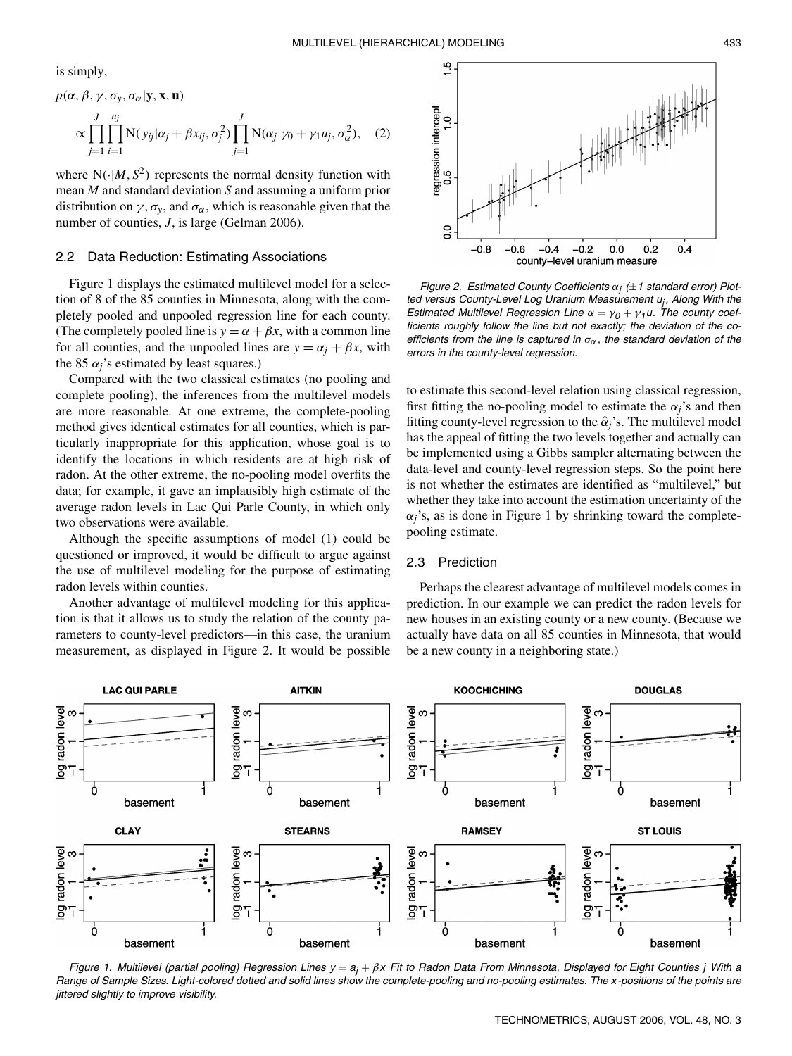is simply,

$$p(\alpha, \beta, \gamma, \sigma_y, \sigma_\alpha | \mathbf{y}, \mathbf{x}, \mathbf{u}) \propto \prod_{j=1}^{J} \prod_{i=1}^{n_j} \mathrm{N}(y_{ij} | \alpha_j + \beta x_{ij}, \sigma_j^2) \prod_{j=1}^{J} \mathrm{N}(\alpha_j | \gamma_0 + \gamma_1 u_j, \sigma_\alpha^2), \quad (2)$$

where $\mathrm{N}(\cdot | M, S^2)$ represents the normal density function with mean $M$ and standard deviation $S$ and assuming a uniform prior distribution on $\gamma$, $\sigma_y$, and $\sigma_\alpha$, which is reasonable given that the number of counties, $J$, is large (Gelman 2006).

## 2.2 Data Reduction: Estimating Associations

Figure 1 displays the estimated multilevel model for a selection of 8 of the 85 counties in Minnesota, along with the completely pooled and unpooled regression line for each county. (The completely pooled line is $y = \alpha + \beta x$, with a common line for all counties, and the unpooled lines are $y = \alpha_j + \beta x$, with the 85 $\alpha_j$'s estimated by least squares.)

Compared with the two classical estimates (no pooling and complete pooling), the inferences from the multilevel models are more reasonable. At one extreme, the complete-pooling method gives identical estimates for all counties, which is particularly inappropriate for this application, whose goal is to identify the locations in which residents are at high risk of radon. At the other extreme, the no-pooling model overfits the data; for example, it gave an implausibly high estimate of the average radon levels in Lac Qui Parle County, in which only two observations were available.

Although the specific assumptions of model (1) could be questioned or improved, it would be difficult to argue against the use of multilevel modeling for the purpose of estimating radon levels within counties.

Another advantage of multilevel modeling for this application is that it allows us to study the relation of the county parameters to county-level predictors—in this case, the uranium measurement, as displayed in Figure 2. It would be possible to estimate this second-level relation using classical regression, first fitting the no-pooling model to estimate the $\alpha_j$'s and then fitting county-level regression to the $\hat{\alpha}_j$'s. The multilevel model has the appeal of fitting the two levels together and actually can be implemented using a Gibbs sampler alternating between the data-level and county-level regression steps. So the point here is not whether the estimates are identified as "multilevel," but whether they take into account the estimation uncertainty of the $\alpha_j$'s, as is done in Figure 1 by shrinking toward the complete-pooling estimate.

*Figure 2. Estimated County Coefficients $\alpha_j$ ($\pm$1 standard error) Plotted versus County-Level Log Uranium Measurement $u_j$, Along With the Estimated Multilevel Regression Line $\alpha = \gamma_0 + \gamma_1 u$. The county coefficients roughly follow the line but not exactly; the deviation of the coefficients from the line is captured in $\sigma_\alpha$, the standard deviation of the errors in the county-level regression.*

## 2.3 Prediction

Perhaps the clearest advantage of multilevel models comes in prediction. In our example we can predict the radon levels for new houses in an existing county or a new county. (Because we actually have data on all 85 counties in Minnesota, that would be a new county in a neighboring state.)

*Figure 1. Multilevel (partial pooling) Regression Lines $y = a_j + \beta x$ Fit to Radon Data From Minnesota, Displayed for Eight Counties $j$ With a Range of Sample Sizes. Light-colored dotted and solid lines show the complete-pooling and no-pooling estimates. The x-positions of the points are jittered slightly to improve visibility.*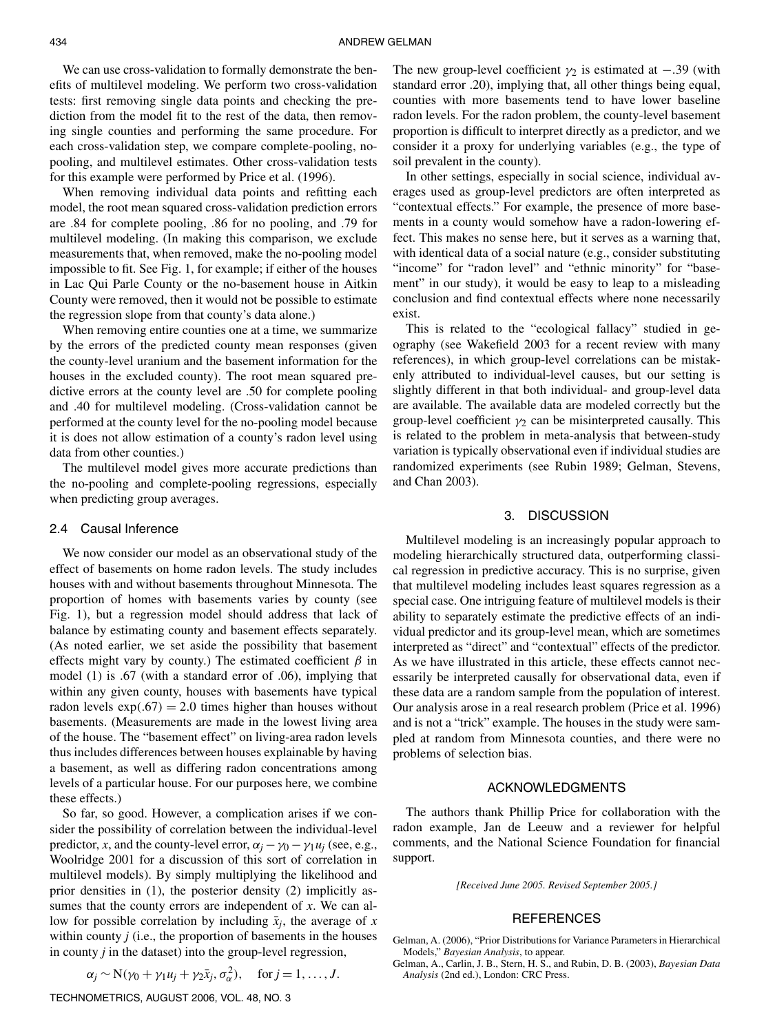We can use cross-validation to formally demonstrate the benefits of multilevel modeling. We perform two cross-validation tests: first removing single data points and checking the prediction from the model fit to the rest of the data, then removing single counties and performing the same procedure. For each cross-validation step, we compare complete-pooling, no-pooling, and multilevel estimates. Other cross-validation tests for this example were performed by Price et al. (1996).

When removing individual data points and refitting each model, the root mean squared cross-validation prediction errors are .84 for complete pooling, .86 for no pooling, and .79 for multilevel modeling. (In making this comparison, we exclude measurements that, when removed, make the no-pooling model impossible to fit. See Fig. 1, for example; if either of the houses in Lac Qui Parle County or the no-basement house in Aitkin County were removed, then it would not be possible to estimate the regression slope from that county's data alone.)

When removing entire counties one at a time, we summarize by the errors of the predicted county mean responses (given the county-level uranium and the basement information for the houses in the excluded county). The root mean squared predictive errors at the county level are .50 for complete pooling and .40 for multilevel modeling. (Cross-validation cannot be performed at the county level for the no-pooling model because it is does not allow estimation of a county's radon level using data from other counties.)

The multilevel model gives more accurate predictions than the no-pooling and complete-pooling regressions, especially when predicting group averages.

### 2.4 Causal Inference

We now consider our model as an observational study of the effect of basements on home radon levels. The study includes houses with and without basements throughout Minnesota. The proportion of homes with basements varies by county (see Fig. 1), but a regression model should address that lack of balance by estimating county and basement effects separately. (As noted earlier, we set aside the possibility that basement effects might vary by county.) The estimated coefficient $\beta$ in model (1) is .67 (with a standard error of .06), implying that within any given county, houses with basements have typical radon levels $\exp(.67) = 2.0$ times higher than houses without basements. (Measurements are made in the lowest living area of the house. The "basement effect" on living-area radon levels thus includes differences between houses explainable by having a basement, as well as differing radon concentrations among levels of a particular house. For our purposes here, we combine these effects.)

So far, so good. However, a complication arises if we consider the possibility of correlation between the individual-level predictor, $x$, and the county-level error, $\alpha_j - \gamma_0 - \gamma_1 u_j$ (see, e.g., Woolridge 2001 for a discussion of this sort of correlation in multilevel models). By simply multiplying the likelihood and prior densities in (1), the posterior density (2) implicitly assumes that the county errors are independent of $x$. We can allow for possible correlation by including $\bar{x}_j$, the average of $x$ within county $j$ (i.e., the proportion of basements in the houses in county $j$ in the dataset) into the group-level regression,

$$\alpha_j \sim \mathrm{N}(\gamma_0 + \gamma_1 u_j + \gamma_2 \bar{x}_j, \sigma_\alpha^2), \quad \text{for } j = 1, \ldots, J.$$

The new group-level coefficient $\gamma_2$ is estimated at $-.39$ (with standard error .20), implying that, all other things being equal, counties with more basements tend to have lower baseline radon levels. For the radon problem, the county-level basement proportion is difficult to interpret directly as a predictor, and we consider it a proxy for underlying variables (e.g., the type of soil prevalent in the county).

In other settings, especially in social science, individual averages used as group-level predictors are often interpreted as "contextual effects." For example, the presence of more basements in a county would somehow have a radon-lowering effect. This makes no sense here, but it serves as a warning that, with identical data of a social nature (e.g., consider substituting "income" for "radon level" and "ethnic minority" for "basement" in our study), it would be easy to leap to a misleading conclusion and find contextual effects where none necessarily exist.

This is related to the "ecological fallacy" studied in geography (see Wakefield 2003 for a recent review with many references), in which group-level correlations can be mistakenly attributed to individual-level causes, but our setting is slightly different in that both individual- and group-level data are available. The available data are modeled correctly but the group-level coefficient $\gamma_2$ can be misinterpreted causally. This is related to the problem in meta-analysis that between-study variation is typically observational even if individual studies are randomized experiments (see Rubin 1989; Gelman, Stevens, and Chan 2003).

## 3. DISCUSSION

Multilevel modeling is an increasingly popular approach to modeling hierarchically structured data, outperforming classical regression in predictive accuracy. This is no surprise, given that multilevel modeling includes least squares regression as a special case. One intriguing feature of multilevel models is their ability to separately estimate the predictive effects of an individual predictor and its group-level mean, which are sometimes interpreted as "direct" and "contextual" effects of the predictor. As we have illustrated in this article, these effects cannot necessarily be interpreted causally for observational data, even if these data are a random sample from the population of interest. Our analysis arose in a real research problem (Price et al. 1996) and is not a "trick" example. The houses in the study were sampled at random from Minnesota counties, and there were no problems of selection bias.

## ACKNOWLEDGMENTS

The authors thank Phillip Price for collaboration with the radon example, Jan de Leeuw and a reviewer for helpful comments, and the National Science Foundation for financial support.

*[Received June 2005. Revised September 2005.]*

## REFERENCES

Gelman, A. (2006), "Prior Distributions for Variance Parameters in Hierarchical Models," *Bayesian Analysis*, to appear.

Gelman, A., Carlin, J. B., Stern, H. S., and Rubin, D. B. (2003), *Bayesian Data Analysis* (2nd ed.), London: CRC Press.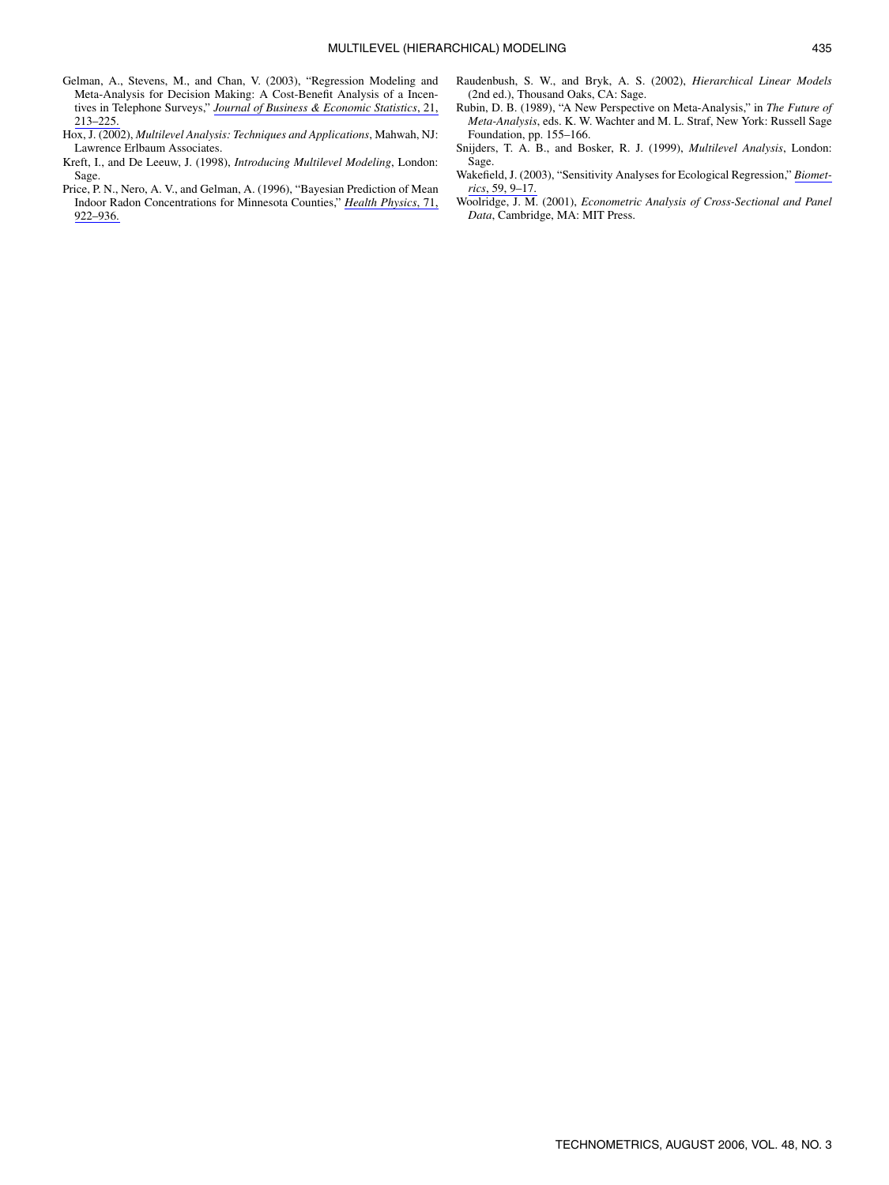Gelman, A., Stevens, M., and Chan, V. (2003), "Regression Modeling and Meta-Analysis for Decision Making: A Cost-Benefit Analysis of a Incentives in Telephone Surveys," *Journal of Business & Economic Statistics*, 21, 213–225.

Hox, J. (2002), *Multilevel Analysis: Techniques and Applications*, Mahwah, NJ: Lawrence Erlbaum Associates.

Kreft, I., and De Leeuw, J. (1998), *Introducing Multilevel Modeling*, London: Sage.

Price, P. N., Nero, A. V., and Gelman, A. (1996), "Bayesian Prediction of Mean Indoor Radon Concentrations for Minnesota Counties," *Health Physics*, 71, 922–936.

Raudenbush, S. W., and Bryk, A. S. (2002), *Hierarchical Linear Models* (2nd ed.), Thousand Oaks, CA: Sage.

Rubin, D. B. (1989), "A New Perspective on Meta-Analysis," in *The Future of Meta-Analysis*, eds. K. W. Wachter and M. L. Straf, New York: Russell Sage Foundation, pp. 155–166.

Snijders, T. A. B., and Bosker, R. J. (1999), *Multilevel Analysis*, London: Sage.

Wakefield, J. (2003), "Sensitivity Analyses for Ecological Regression," *Biometrics*, 59, 9–17.

Woolridge, J. M. (2001), *Econometric Analysis of Cross-Sectional and Panel Data*, Cambridge, MA: MIT Press.